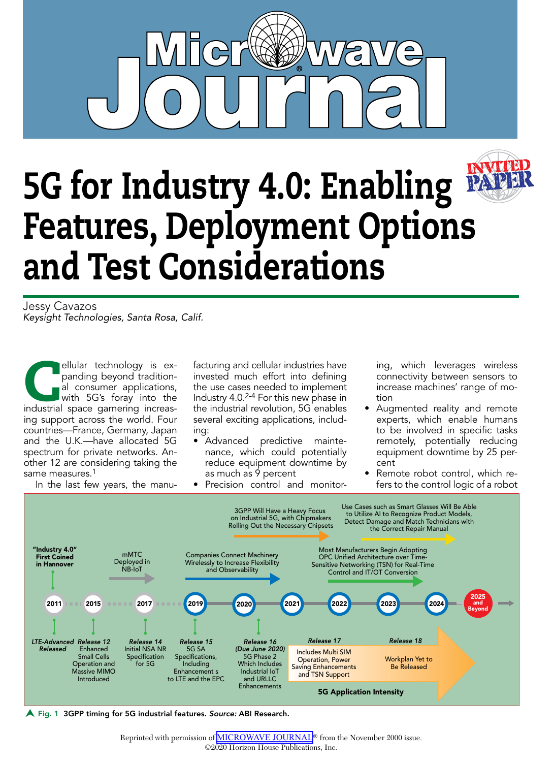# 5G for Industry 4.0: Enabling Features, Deployment Options and Test Considerations

Jessy Cavazos
*Keysight Technologies, Santa Rosa, Calif.*

Cellular technology is expanding beyond traditional consumer applications, with 5G's foray into the industrial space garnering increasing support across the world. Four countries—France, Germany, Japan and the U.K.—have allocated 5G spectrum for private networks. Another 12 are considering taking the same measures.[1]

In the last few years, the manufacturing and cellular industries have invested much effort into defining the use cases needed to implement Industry 4.0.[2-4] For this new phase in the industrial revolution, 5G enables several exciting applications, including:

- Advanced predictive maintenance, which could potentially reduce equipment downtime by as much as 9 percent
- Precision control and monitoring, which leverages wireless connectivity between sensors to increase machines' range of motion
- Augmented reality and remote experts, which enable humans to be involved in specific tasks remotely, potentially reducing equipment downtime by 25 percent
- Remote robot control, which refers to the control logic of a robot

**Fig. 1** 3GPP timing for 5G industrial features. *Source:* ABI Research.

Reprinted with permission of MICROWAVE JOURNAL® from the November 2000 issue.
©2020 Horizon House Publications, Inc.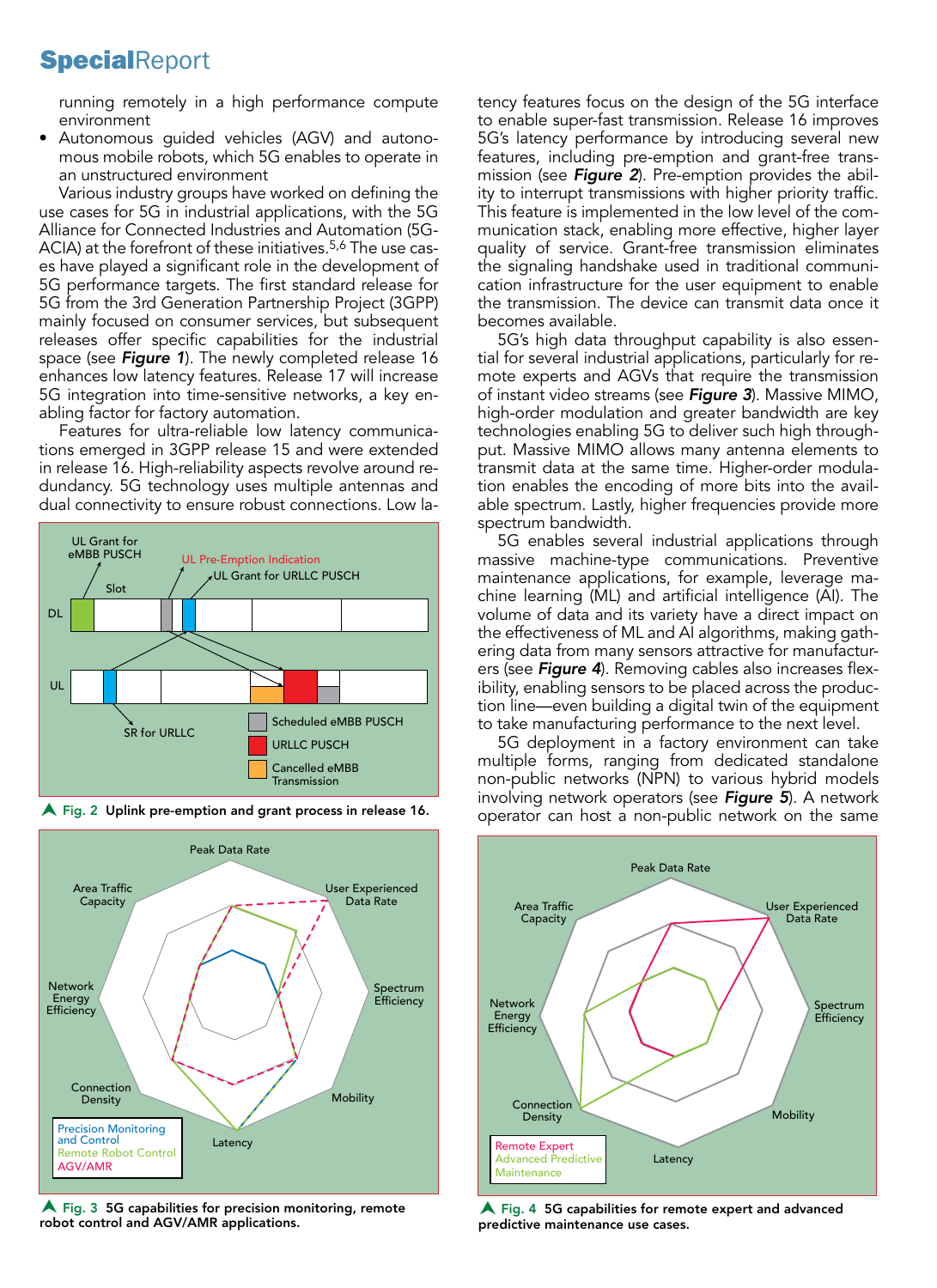running remotely in a high performance compute environment

- Autonomous guided vehicles (AGV) and autonomous mobile robots, which 5G enables to operate in an unstructured environment

Various industry groups have worked on defining the use cases for 5G in industrial applications, with the 5G Alliance for Connected Industries and Automation (5G-ACIA) at the forefront of these initiatives.[5,6] The use cases have played a significant role in the development of 5G performance targets. The first standard release for 5G from the 3rd Generation Partnership Project (3GPP) mainly focused on consumer services, but subsequent releases offer specific capabilities for the industrial space (see ***Figure 1***). The newly completed release 16 enhances low latency features. Release 17 will increase 5G integration into time-sensitive networks, a key enabling factor for factory automation.

Features for ultra-reliable low latency communications emerged in 3GPP release 15 and were extended in release 16. High-reliability aspects revolve around redundancy. 5G technology uses multiple antennas and dual connectivity to ensure robust connections. Low latency features focus on the design of the 5G interface to enable super-fast transmission. Release 16 improves 5G's latency performance by introducing several new features, including pre-emption and grant-free transmission (see ***Figure 2***). Pre-emption provides the ability to interrupt transmissions with higher priority traffic. This feature is implemented in the low level of the communication stack, enabling more effective, higher layer quality of service. Grant-free transmission eliminates the signaling handshake used in traditional communication infrastructure for the user equipment to enable the transmission. The device can transmit data once it becomes available.

5G's high data throughput capability is also essential for several industrial applications, particularly for remote experts and AGVs that require the transmission of instant video streams (see ***Figure 3***). Massive MIMO, high-order modulation and greater bandwidth are key technologies enabling 5G to deliver such high throughput. Massive MIMO allows many antenna elements to transmit data at the same time. Higher-order modulation enables the encoding of more bits into the available spectrum. Lastly, higher frequencies provide more spectrum bandwidth.

5G enables several industrial applications through massive machine-type communications. Preventive maintenance applications, for example, leverage machine learning (ML) and artificial intelligence (AI). The volume of data and its variety have a direct impact on the effectiveness of ML and AI algorithms, making gathering data from many sensors attractive for manufacturers (see ***Figure 4***). Removing cables also increases flexibility, enabling sensors to be placed across the production line—even building a digital twin of the equipment to take manufacturing performance to the next level.

5G deployment in a factory environment can take multiple forms, ranging from dedicated standalone non-public networks (NPN) to various hybrid models involving network operators (see ***Figure 5***). A network operator can host a non-public network on the same

**Fig. 2** Uplink pre-emption and grant process in release 16.

**Fig. 3** 5G capabilities for precision monitoring, remote robot control and AGV/AMR applications.

**Fig. 4** 5G capabilities for remote expert and advanced predictive maintenance use cases.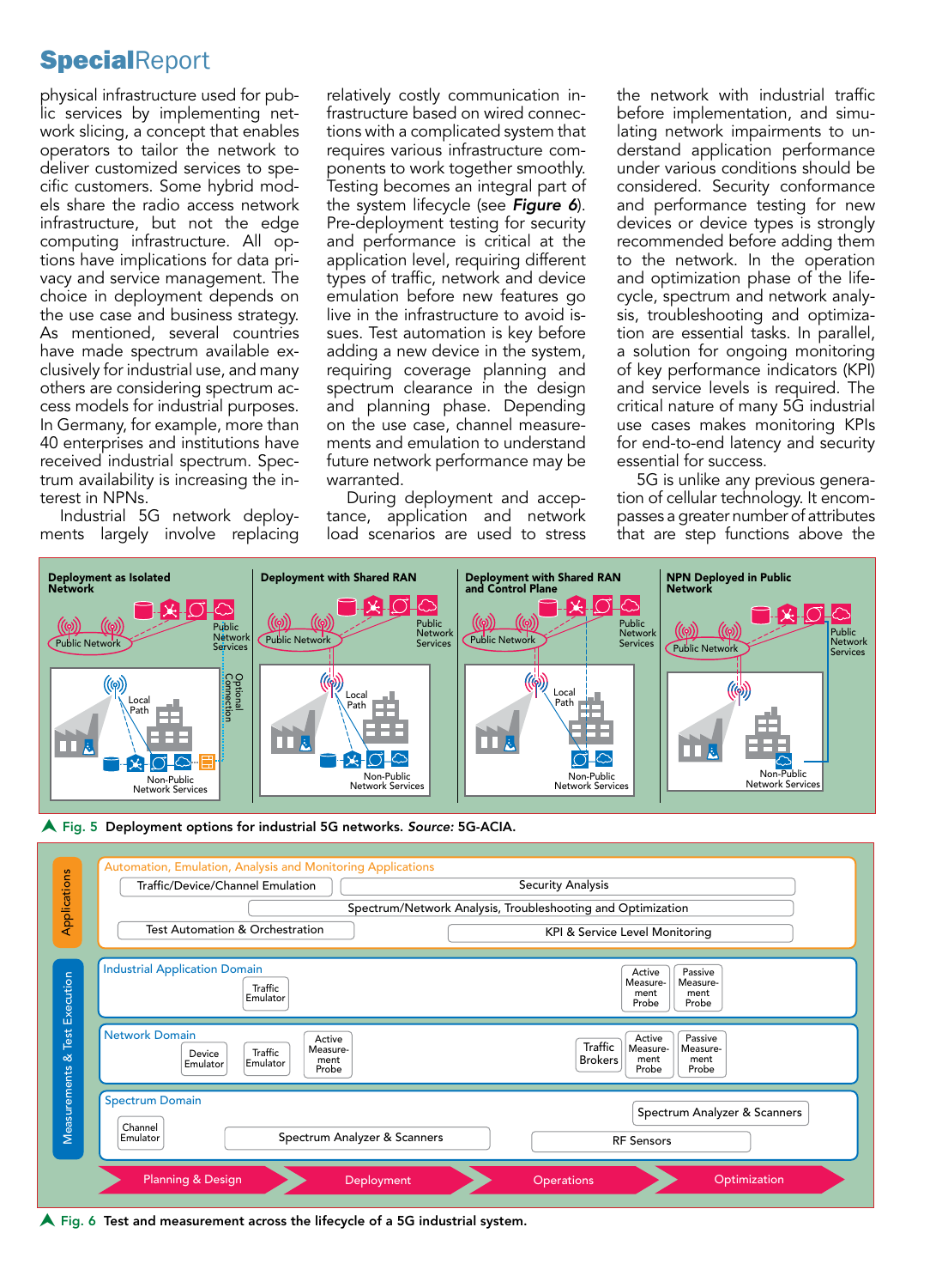physical infrastructure used for public services by implementing network slicing, a concept that enables operators to tailor the network to deliver customized services to specific customers. Some hybrid models share the radio access network infrastructure, but not the edge computing infrastructure. All options have implications for data privacy and service management. The choice in deployment depends on the use case and business strategy. As mentioned, several countries have made spectrum available exclusively for industrial use, and many others are considering spectrum access models for industrial purposes. In Germany, for example, more than 40 enterprises and institutions have received industrial spectrum. Spectrum availability is increasing the interest in NPNs.

Industrial 5G network deployments largely involve replacing relatively costly communication infrastructure based on wired connections with a complicated system that requires various infrastructure components to work together smoothly. Testing becomes an integral part of the system lifecycle (see ***Figure 6***). Pre-deployment testing for security and performance is critical at the application level, requiring different types of traffic, network and device emulation before new features go live in the infrastructure to avoid issues. Test automation is key before adding a new device in the system, requiring coverage planning and spectrum clearance in the design and planning phase. Depending on the use case, channel measurements and emulation to understand future network performance may be warranted.

During deployment and acceptance, application and network load scenarios are used to stress the network with industrial traffic before implementation, and simulating network impairments to understand application performance under various conditions should be considered. Security conformance and performance testing for new devices or device types is strongly recommended before adding them to the network. In the operation and optimization phase of the lifecycle, spectrum and network analysis, troubleshooting and optimization are essential tasks. In parallel, a solution for ongoing monitoring of key performance indicators (KPI) and service levels is required. The critical nature of many 5G industrial use cases makes monitoring KPIs for end-to-end latency and security essential for success.

5G is unlike any previous generation of cellular technology. It encompasses a greater number of attributes that are step functions above the

**Fig. 5** Deployment options for industrial 5G networks. *Source:* 5G-ACIA.

**Fig. 6** Test and measurement across the lifecycle of a 5G industrial system.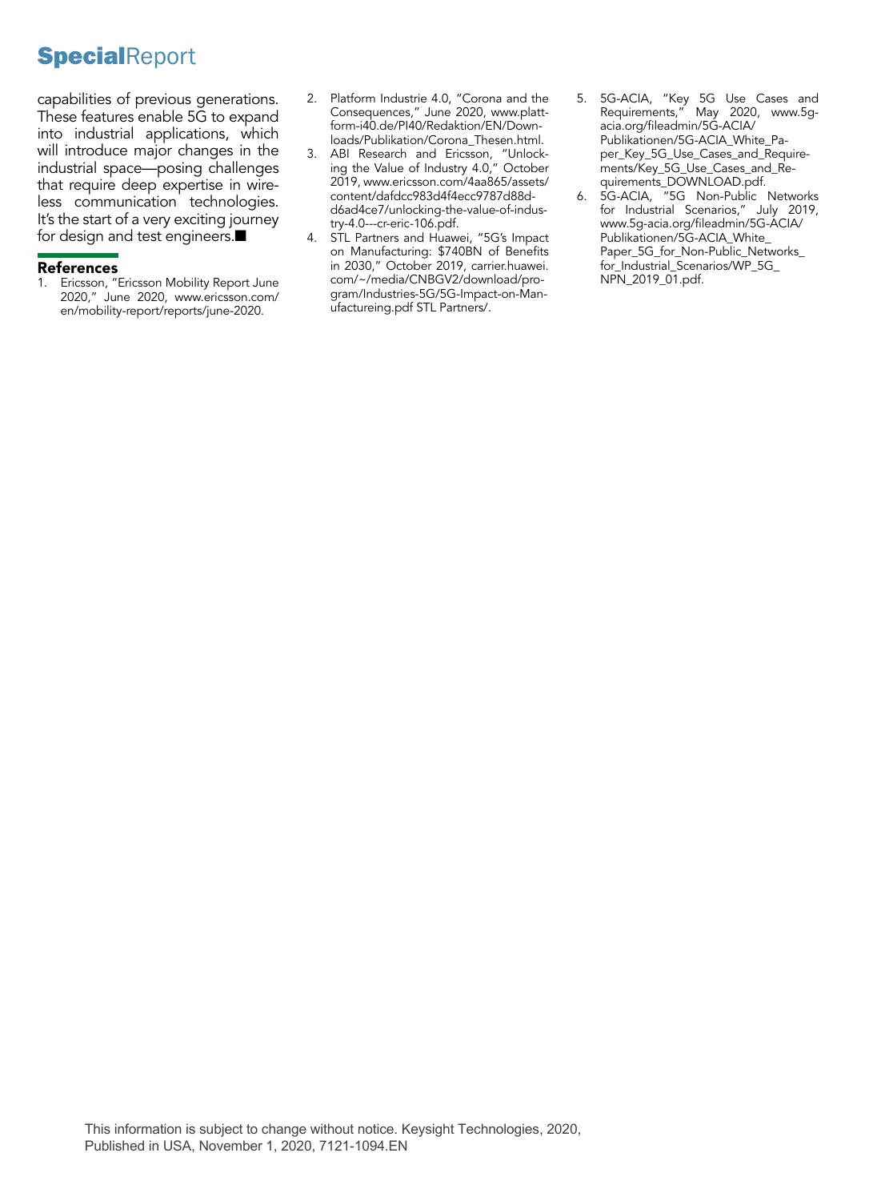capabilities of previous generations. These features enable 5G to expand into industrial applications, which will introduce major changes in the industrial space—posing challenges that require deep expertise in wireless communication technologies. It's the start of a very exciting journey for design and test engineers.■

## References

1. Ericsson, "Ericsson Mobility Report June 2020," June 2020, www.ericsson.com/en/mobility-report/reports/june-2020.
2. Platform Industrie 4.0, "Corona and the Consequences," June 2020, www.plattform-i40.de/PI40/Redaktion/EN/Downloads/Publikation/Corona_Thesen.html.
3. ABI Research and Ericsson, "Unlocking the Value of Industry 4.0," October 2019, www.ericsson.com/4aa865/assets/content/dafdcc983d4f4ecc9787d88dd6ad4ce7/unlocking-the-value-of-industry-4.0---cr-eric-106.pdf.
4. STL Partners and Huawei, "5G's Impact on Manufacturing: $740BN of Benefits in 2030," October 2019, carrier.huawei.com/~/media/CNBGV2/download/program/Industries-5G/5G-Impact-on-Manufactureing.pdf STL Partners/.
5. 5G-ACIA, "Key 5G Use Cases and Requirements," May 2020, www.5g-acia.org/fileadmin/5G-ACIA/Publikationen/5G-ACIA_White_Paper_Key_5G_Use_Cases_and_Requirements/Key_5G_Use_Cases_and_Requirements_DOWNLOAD.pdf.
6. 5G-ACIA, "5G Non-Public Networks for Industrial Scenarios," July 2019, www.5g-acia.org/fileadmin/5G-ACIA/Publikationen/5G-ACIA_White_Paper_5G_for_Non-Public_Networks_for_Industrial_Scenarios/WP_5G_NPN_2019_01.pdf.

This information is subject to change without notice. Keysight Technologies, 2020, Published in USA, November 1, 2020, 7121-1094.EN